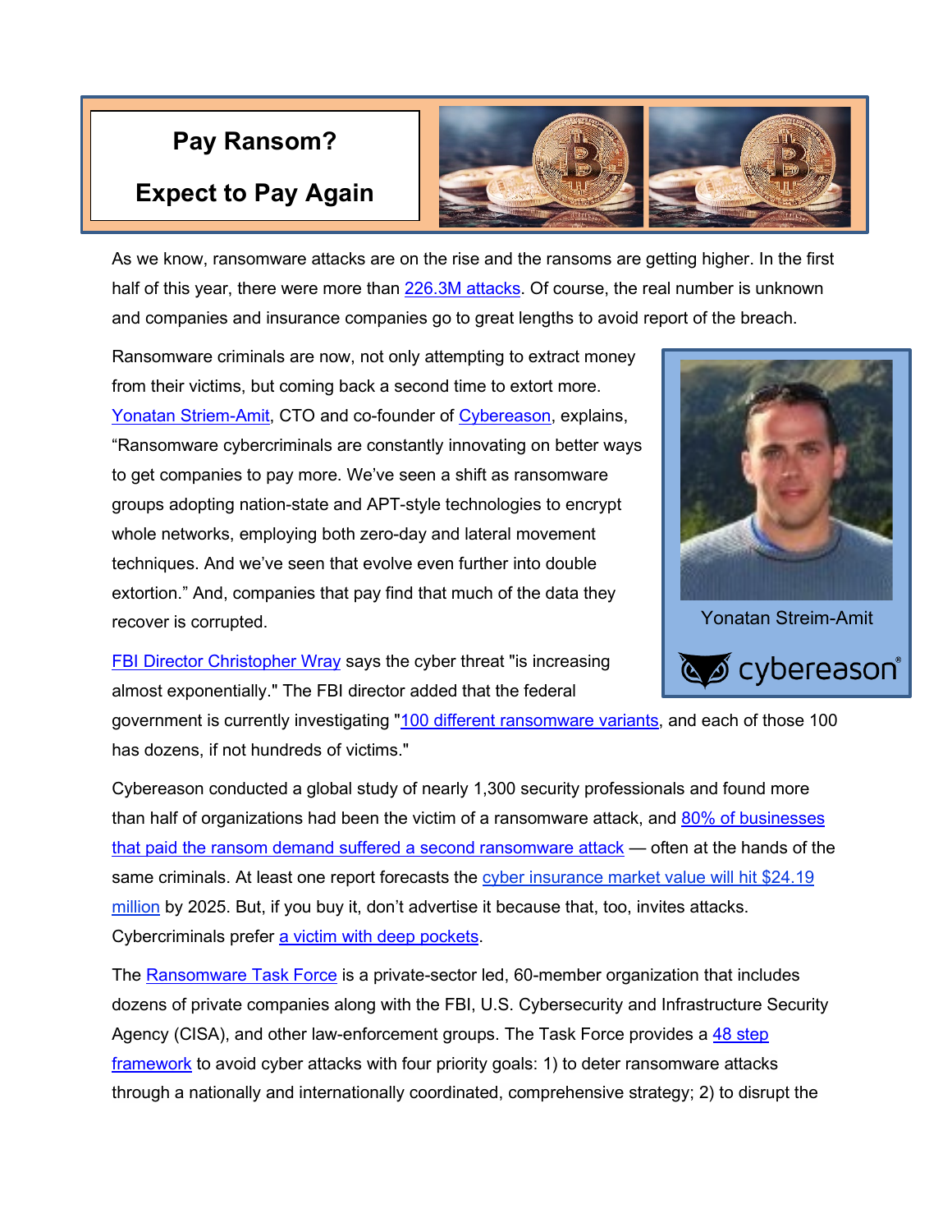# Pay Ransom?

# Expect to Pay Again

As we know, ransomware attacks are on the rise and the ransoms are getting higher. In the first half of this year, there were more than 226.3M attacks. Of course, the real number is unknown and companies and insurance companies go to great lengths to avoid report of the breach.

Ransomware criminals are now, not only attempting to extract money from their victims, but coming back a second time to extort more. Yonatan Striem-Amit, CTO and co-founder of Cybereason, explains, "Ransomware cybercriminals are constantly innovating on better ways to get companies to pay more. We've seen a shift as ransomware groups adopting nation-state and APT-style technologies to encrypt whole networks, employing both zero-day and lateral movement techniques. And we've seen that evolve even further into double extortion." And, companies that pay find that much of the data they recover is corrupted.

Yonatan Streim-Amit

cybereason

FBI Director Christopher Wray says the cyber threat "is increasing almost exponentially." The FBI director added that the federal government is currently investigating "100 different ransomware variants, and each of those 100 has dozens, if not hundreds of victims."

Cybereason conducted a global study of nearly 1,300 security professionals and found more than half of organizations had been the victim of a ransomware attack, and 80% of businesses that paid the ransom demand suffered a second ransomware attack — often at the hands of the same criminals. At least one report forecasts the cyber insurance market value will hit $24.19 million by 2025. But, if you buy it, don't advertise it because that, too, invites attacks. Cybercriminals prefer a victim with deep pockets.

The Ransomware Task Force is a private-sector led, 60-member organization that includes dozens of private companies along with the FBI, U.S. Cybersecurity and Infrastructure Security Agency (CISA), and other law-enforcement groups. The Task Force provides a 48 step framework to avoid cyber attacks with four priority goals: 1) to deter ransomware attacks through a nationally and internationally coordinated, comprehensive strategy; 2) to disrupt the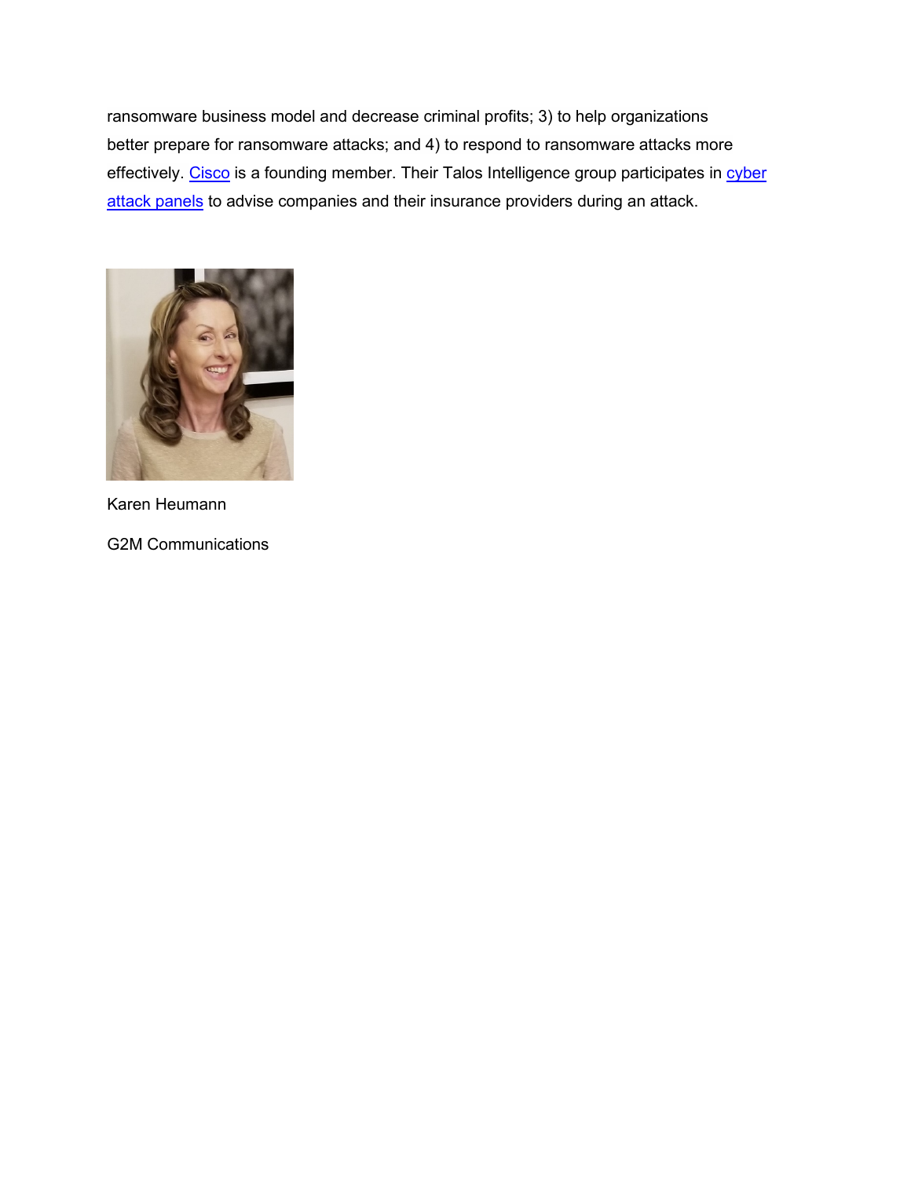ransomware business model and decrease criminal profits; 3) to help organizations better prepare for ransomware attacks; and 4) to respond to ransomware attacks more effectively. Cisco is a founding member. Their Talos Intelligence group participates in cyber attack panels to advise companies and their insurance providers during an attack.

Karen Heumann

G2M Communications